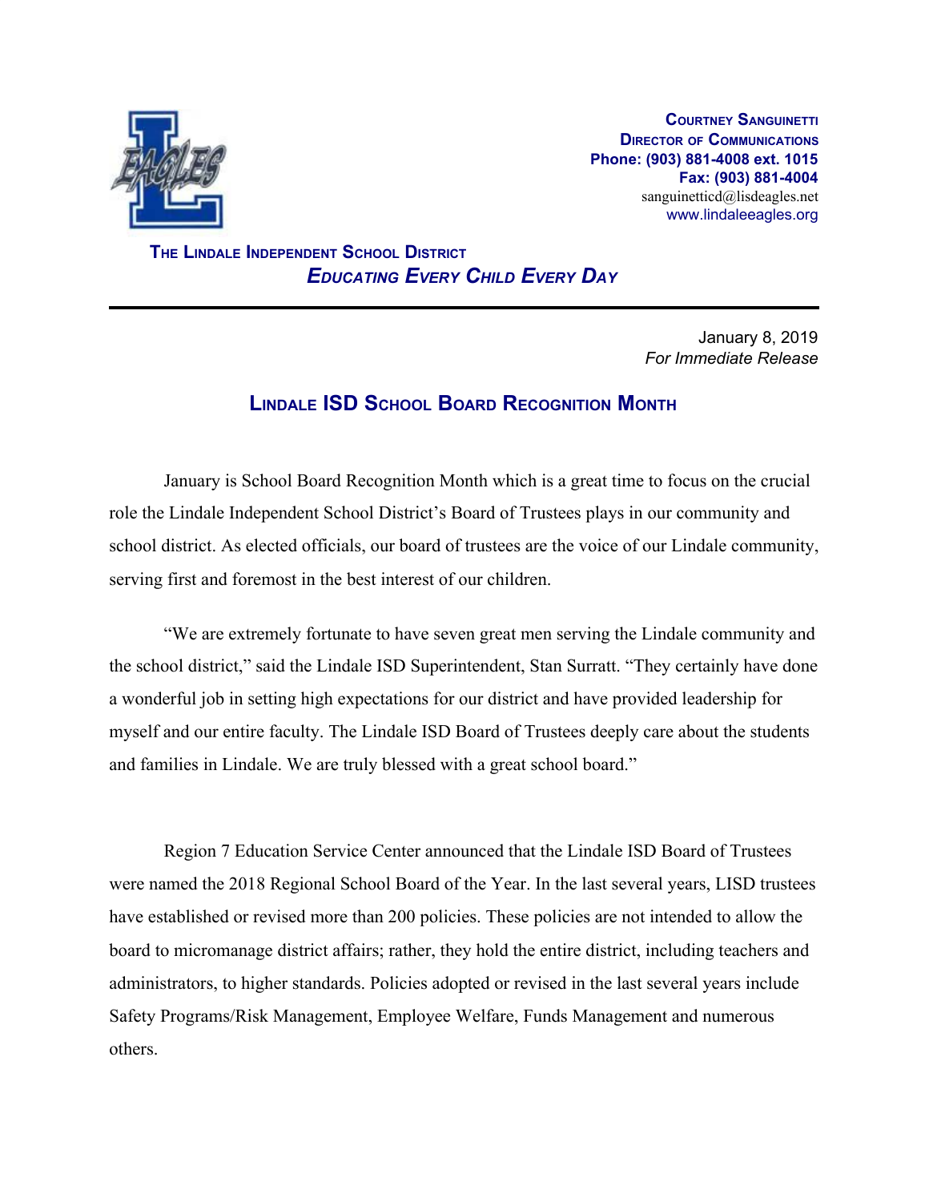**Courtney Sanguinetti**
**Director of Communications**
**Phone: (903) 881-4008 ext. 1015**
**Fax: (903) 881-4004**
sanguinetticd@lisdeagles.net
www.lindaleeagles.org

**The Lindale Independent School District**
***Educating Every Child Every Day***

---

January 8, 2019
*For Immediate Release*

## Lindale ISD School Board Recognition Month

January is School Board Recognition Month which is a great time to focus on the crucial role the Lindale Independent School District's Board of Trustees plays in our community and school district. As elected officials, our board of trustees are the voice of our Lindale community, serving first and foremost in the best interest of our children.

"We are extremely fortunate to have seven great men serving the Lindale community and the school district," said the Lindale ISD Superintendent, Stan Surratt. "They certainly have done a wonderful job in setting high expectations for our district and have provided leadership for myself and our entire faculty. The Lindale ISD Board of Trustees deeply care about the students and families in Lindale. We are truly blessed with a great school board."

Region 7 Education Service Center announced that the Lindale ISD Board of Trustees were named the 2018 Regional School Board of the Year. In the last several years, LISD trustees have established or revised more than 200 policies. These policies are not intended to allow the board to micromanage district affairs; rather, they hold the entire district, including teachers and administrators, to higher standards. Policies adopted or revised in the last several years include Safety Programs/Risk Management, Employee Welfare, Funds Management and numerous others.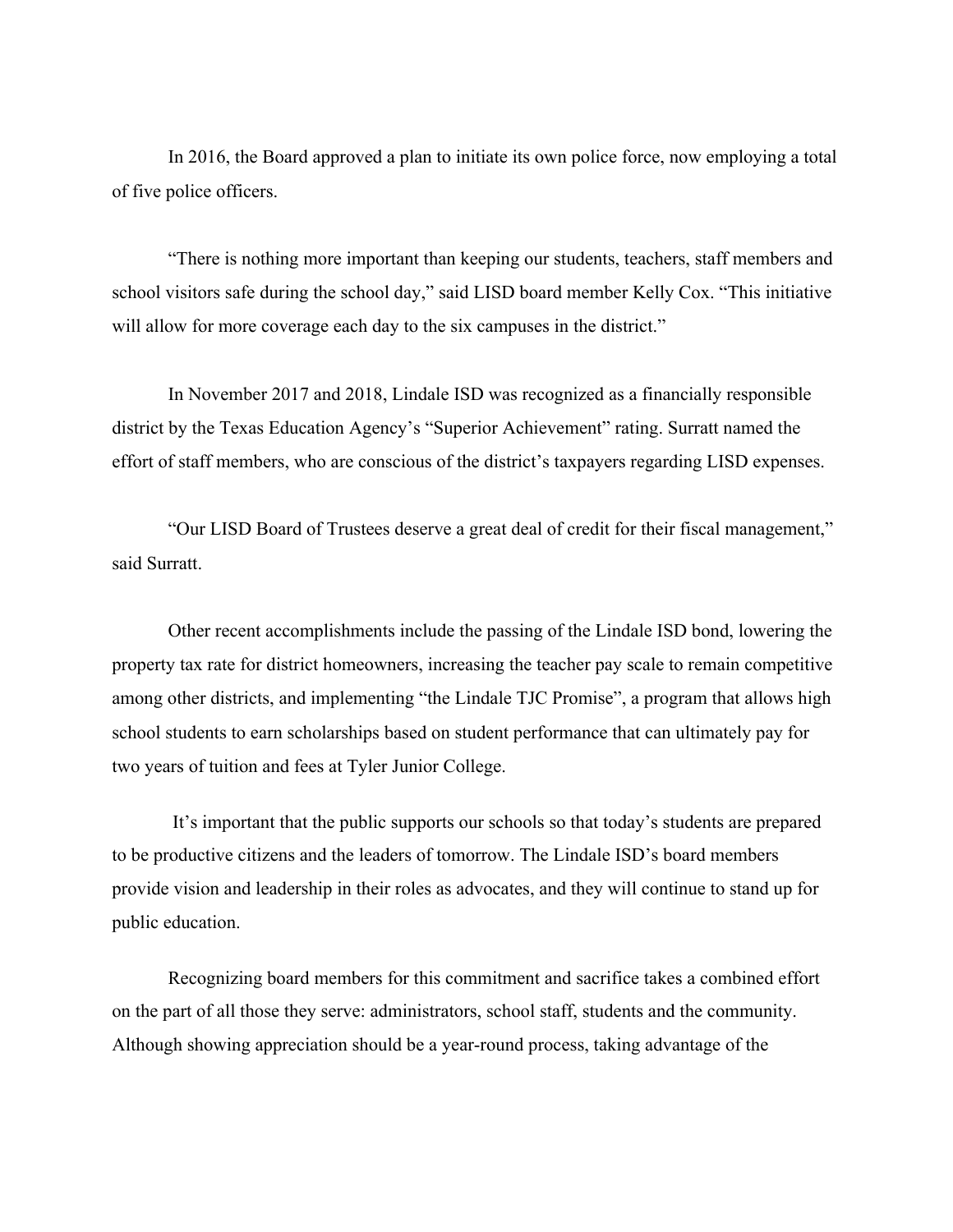In 2016, the Board approved a plan to initiate its own police force, now employing a total of five police officers.

"There is nothing more important than keeping our students, teachers, staff members and school visitors safe during the school day," said LISD board member Kelly Cox. "This initiative will allow for more coverage each day to the six campuses in the district."

In November 2017 and 2018, Lindale ISD was recognized as a financially responsible district by the Texas Education Agency's "Superior Achievement" rating. Surratt named the effort of staff members, who are conscious of the district's taxpayers regarding LISD expenses.

"Our LISD Board of Trustees deserve a great deal of credit for their fiscal management," said Surratt.

Other recent accomplishments include the passing of the Lindale ISD bond, lowering the property tax rate for district homeowners, increasing the teacher pay scale to remain competitive among other districts, and implementing "the Lindale TJC Promise", a program that allows high school students to earn scholarships based on student performance that can ultimately pay for two years of tuition and fees at Tyler Junior College.

It's important that the public supports our schools so that today's students are prepared to be productive citizens and the leaders of tomorrow. The Lindale ISD's board members provide vision and leadership in their roles as advocates, and they will continue to stand up for public education.

Recognizing board members for this commitment and sacrifice takes a combined effort on the part of all those they serve: administrators, school staff, students and the community. Although showing appreciation should be a year-round process, taking advantage of the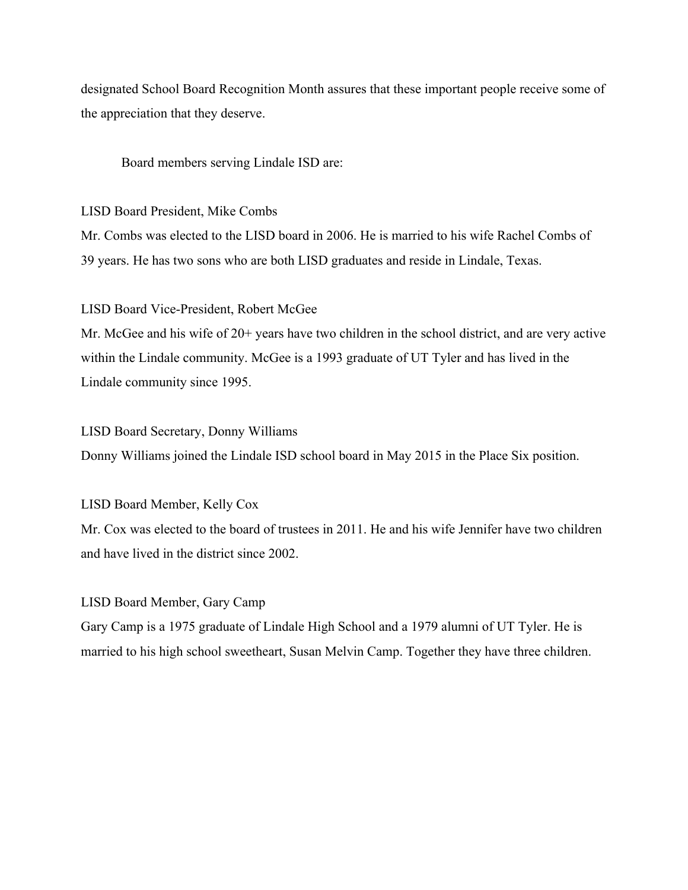designated School Board Recognition Month assures that these important people receive some of the appreciation that they deserve.

Board members serving Lindale ISD are:

LISD Board President, Mike Combs
Mr. Combs was elected to the LISD board in 2006. He is married to his wife Rachel Combs of 39 years. He has two sons who are both LISD graduates and reside in Lindale, Texas.

LISD Board Vice-President, Robert McGee
Mr. McGee and his wife of 20+ years have two children in the school district, and are very active within the Lindale community. McGee is a 1993 graduate of UT Tyler and has lived in the Lindale community since 1995.

LISD Board Secretary, Donny Williams
Donny Williams joined the Lindale ISD school board in May 2015 in the Place Six position.

LISD Board Member, Kelly Cox
Mr. Cox was elected to the board of trustees in 2011. He and his wife Jennifer have two children and have lived in the district since 2002.

LISD Board Member, Gary Camp
Gary Camp is a 1975 graduate of Lindale High School and a 1979 alumni of UT Tyler. He is married to his high school sweetheart, Susan Melvin Camp. Together they have three children.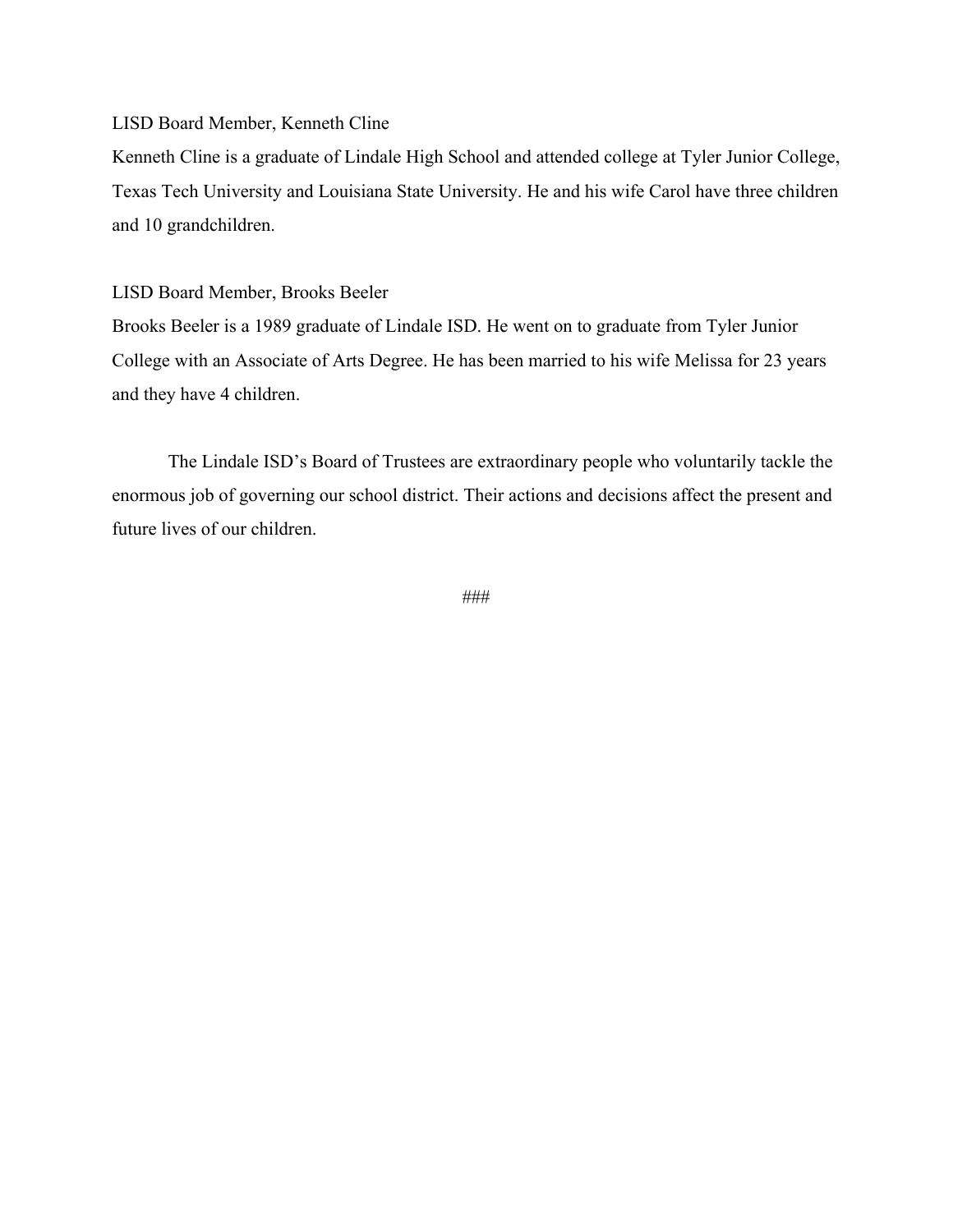LISD Board Member, Kenneth Cline

Kenneth Cline is a graduate of Lindale High School and attended college at Tyler Junior College, Texas Tech University and Louisiana State University. He and his wife Carol have three children and 10 grandchildren.

LISD Board Member, Brooks Beeler

Brooks Beeler is a 1989 graduate of Lindale ISD. He went on to graduate from Tyler Junior College with an Associate of Arts Degree. He has been married to his wife Melissa for 23 years and they have 4 children.

The Lindale ISD's Board of Trustees are extraordinary people who voluntarily tackle the enormous job of governing our school district. Their actions and decisions affect the present and future lives of our children.

###